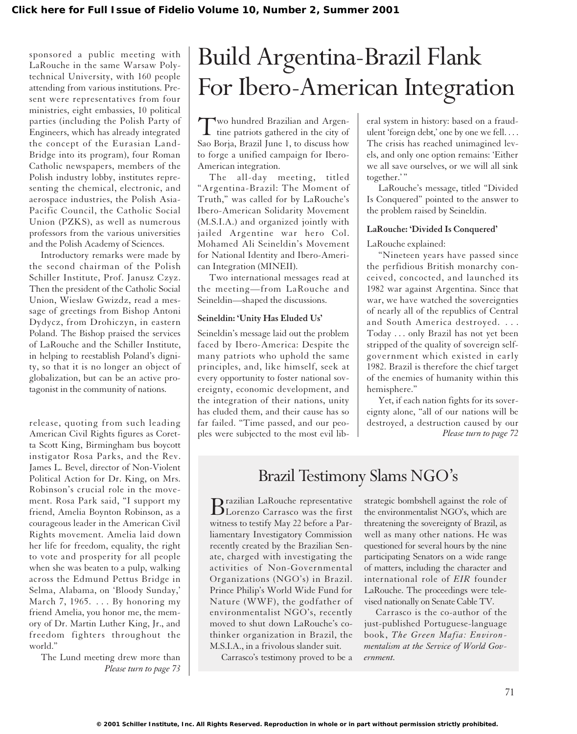sponsored a public meeting with LaRouche in the same Warsaw Polytechnical University, with 160 people attending from various institutions. Present were representatives from four ministries, eight embassies, 10 political parties (including the Polish Party of Engineers, which has already integrated the concept of the Eurasian Land-Bridge into its program), four Roman Catholic newspapers, members of the Polish industry lobby, institutes representing the chemical, electronic, and aerospace industries, the Polish Asia-Pacific Council, the Catholic Social Union (PZKS), as well as numerous professors from the various universities and the Polish Academy of Sciences.

Introductory remarks were made by the second chairman of the Polish Schiller Institute, Prof. Janusz Czyz. Then the president of the Catholic Social Union, Wieslaw Gwizdz, read a message of greetings from Bishop Antoni Dydycz, from Drohiczyn, in eastern Poland. The Bishop praised the services of LaRouche and the Schiller Institute, in helping to reestablish Poland's dignity, so that it is no longer an object of globalization, but can be an active protagonist in the community of nations.

release, quoting from such leading American Civil Rights figures as Coretta Scott King, Birmingham bus boycott instigator Rosa Parks, and the Rev. James L. Bevel, director of Non-Violent Political Action for Dr. King, on Mrs. Robinson's crucial role in the movement. Rosa Park said, "I support my friend, Amelia Boynton Robinson, as a courageous leader in the American Civil Rights movement. Amelia laid down her life for freedom, equality, the right to vote and prosperity for all people when she was beaten to a pulp, walking across the Edmund Pettus Bridge in Selma, Alabama, on 'Bloody Sunday,' March 7, 1965. . . . By honoring my friend Amelia, you honor me, the memory of Dr. Martin Luther King, Jr., and freedom fighters throughout the world."

The Lund meeting drew more than *Please turn to page 73*

# Build Argentina-Brazil Flank For Ibero-American Integration

Two hundred Brazilian and Argentine patriots gathered in the city of Sao Borja, Brazil June 1, to discuss how to forge a unified campaign for Ibero-American integration.

The all-day meeting, titled "Argentina-Brazil: The Moment of Truth," was called for by LaRouche's Ibero-American Solidarity Movement (M.S.I.A.) and organized jointly with jailed Argentine war hero Col. Mohamed Ali Seineldin's Movement for National Identity and Ibero-American Integration (MINEII).

Two international messages read at the meeting—from LaRouche and Seineldin—shaped the discussions.

### Seineldin: 'Unity Has Eluded Us'

Seineldin's message laid out the problem faced by Ibero-America: Despite the many patriots who uphold the same principles, and, like himself, seek at every opportunity to foster national sovereignty, economic development, and the integration of their nations, unity has eluded them, and their cause has so far failed. "Time passed, and our peoples were subjected to the most evil liberal system in history: based on a fraudulent 'foreign debt,' one by one we fell. . . . The crisis has reached unimagined levels, and only one option remains: 'Either we all save ourselves, or we will all sink together.' "

LaRouche's message, titled "Divided Is Conquered" pointed to the answer to the problem raised by Seineldin.

### LaRouche: 'Divided Is Conquered'

LaRouche explained:

"Nineteen years have passed since the perfidious British monarchy conceived, concocted, and launched its 1982 war against Argentina. Since that war, we have watched the sovereignties of nearly all of the republics of Central and South America destroyed. . . . Today . . . only Brazil has not yet been stripped of the quality of sovereign self-government which existed in early 1982. Brazil is therefore the chief target of the enemies of humanity within this hemisphere."

Yet, if each nation fights for its sovereignty alone, "all of our nations will be destroyed, a destruction caused by our *Please turn to page 72*

## Brazil Testimony Slams NGO's

Brazilian LaRouche representative Lorenzo Carrasco was the first witness to testify May 22 before a Parliamentary Investigatory Commission recently created by the Brazilian Senate, charged with investigating the activities of Non-Governmental Organizations (NGO's) in Brazil. Prince Philip's World Wide Fund for Nature (WWF), the godfather of environmentalist NGO's, recently moved to shut down LaRouche's co-thinker organization in Brazil, the M.S.I.A., in a frivolous slander suit.

Carrasco's testimony proved to be a strategic bombshell against the role of the environmentalist NGO's, which are threatening the sovereignty of Brazil, as well as many other nations. He was questioned for several hours by the nine participating Senators on a wide range of matters, including the character and international role of *EIR* founder LaRouche. The proceedings were televised nationally on Senate Cable TV.

Carrasco is the co-author of the just-published Portuguese-language book, *The Green Mafia: Environmentalism at the Service of World Government.*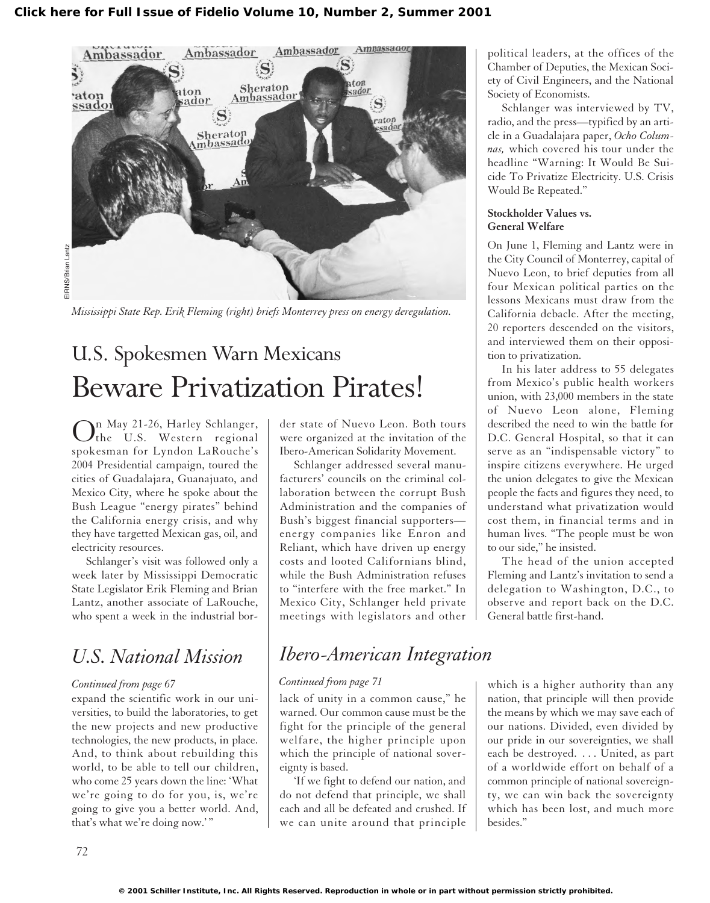Click here for Full Issue of Fidelio Volume 10, Number 2, Summer 2001

EIRNS/Brian Lantz

*Mississippi State Rep. Erik Fleming (right) briefs Monterrey press on energy deregulation.*

## U.S. Spokesmen Warn Mexicans

# Beware Privatization Pirates!

On May 21-26, Harley Schlanger, the U.S. Western regional spokesman for Lyndon LaRouche's 2004 Presidential campaign, toured the cities of Guadalajara, Guanajuato, and Mexico City, where he spoke about the Bush League "energy pirates" behind the California energy crisis, and why they have targetted Mexican gas, oil, and electricity resources.

Schlanger's visit was followed only a week later by Mississippi Democratic State Legislator Erik Fleming and Brian Lantz, another associate of LaRouche, who spent a week in the industrial border state of Nuevo Leon. Both tours were organized at the invitation of the Ibero-American Solidarity Movement.

Schlanger addressed several manufacturers' councils on the criminal collaboration between the corrupt Bush Administration and the companies of Bush's biggest financial supporters—energy companies like Enron and Reliant, which have driven up energy costs and looted Californians blind, while the Bush Administration refuses to "interfere with the free market." In Mexico City, Schlanger held private meetings with legislators and other political leaders, at the offices of the Chamber of Deputies, the Mexican Society of Civil Engineers, and the National Society of Economists.

Schlanger was interviewed by TV, radio, and the press—typified by an article in a Guadalajara paper, *Ocho Columnas,* which covered his tour under the headline "Warning: It Would Be Suicide To Privatize Electricity. U.S. Crisis Would Be Repeated."

### Stockholder Values vs. General Welfare

On June 1, Fleming and Lantz were in the City Council of Monterrey, capital of Nuevo Leon, to brief deputies from all four Mexican political parties on the lessons Mexicans must draw from the California debacle. After the meeting, 20 reporters descended on the visitors, and interviewed them on their opposition to privatization.

In his later address to 55 delegates from Mexico's public health workers union, with 23,000 members in the state of Nuevo Leon alone, Fleming described the need to win the battle for D.C. General Hospital, so that it can serve as an "indispensable victory" to inspire citizens everywhere. He urged the union delegates to give the Mexican people the facts and figures they need, to understand what privatization would cost them, in financial terms and in human lives. "The people must be won to our side," he insisted.

The head of the union accepted Fleming and Lantz's invitation to send a delegation to Washington, D.C., to observe and report back on the D.C. General battle first-hand.

## *U.S. National Mission*

*Continued from page 67*

expand the scientific work in our universities, to build the laboratories, to get the new projects and new productive technologies, the new products, in place. And, to think about rebuilding this world, to be able to tell our children, who come 25 years down the line: 'What we're going to do for you, is, we're going to give you a better world. And, that's what we're doing now.' "

## *Ibero-American Integration*

*Continued from page 71*

lack of unity in a common cause," he warned. Our common cause must be the fight for the principle of the general welfare, the higher principle upon which the principle of national sovereignty is based.

'If we fight to defend our nation, and do not defend that principle, we shall each and all be defeated and crushed. If we can unite around that principle which is a higher authority than any nation, that principle will then provide the means by which we may save each of our nations. Divided, even divided by our pride in our sovereignties, we shall each be destroyed. . . . United, as part of a worldwide effort on behalf of a common principle of national sovereignty, we can win back the sovereignty which has been lost, and much more besides."

© 2001 Schiller Institute, Inc. All Rights Reserved. Reproduction in whole or in part without permission strictly prohibited.